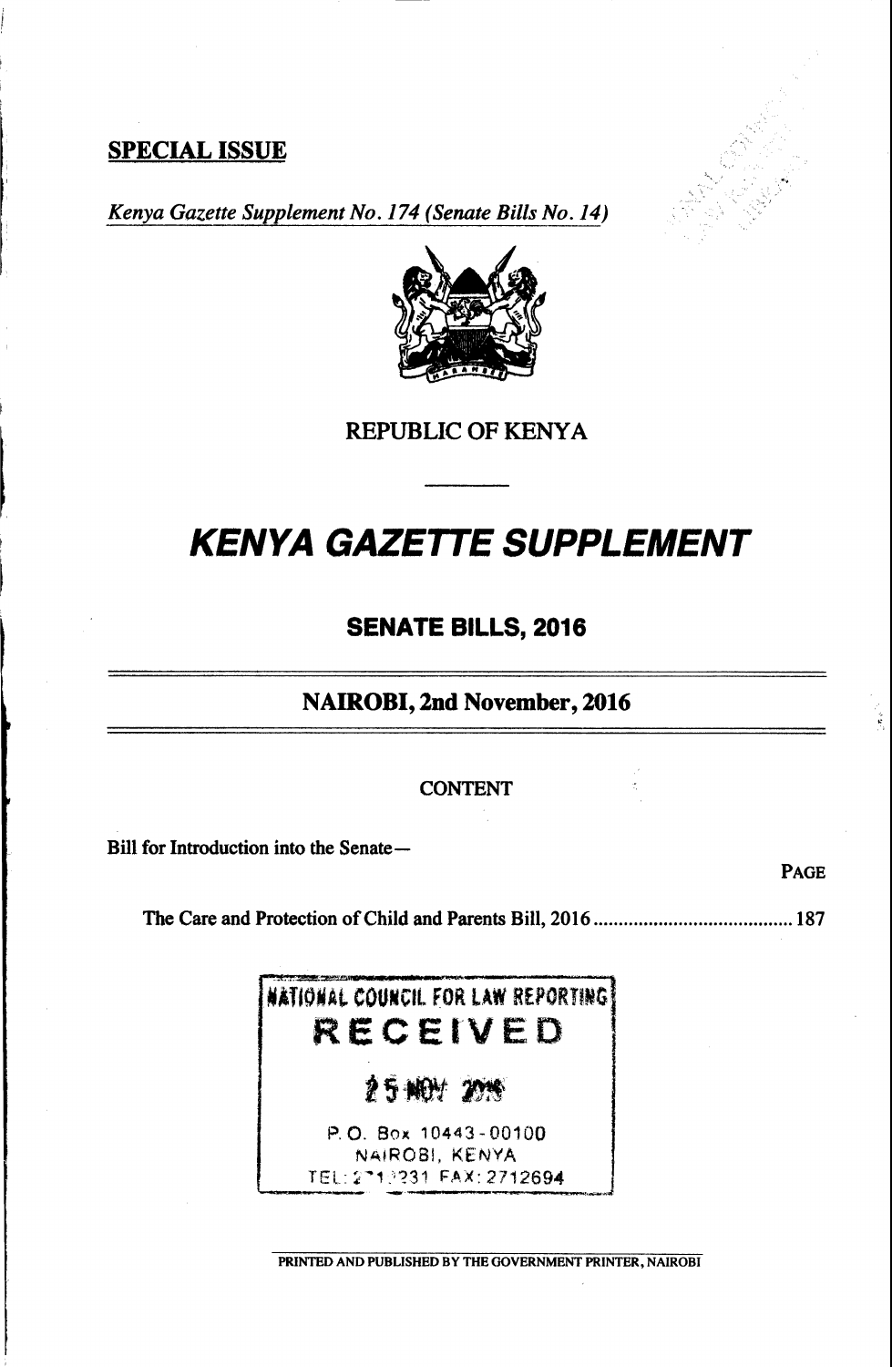**SPECIAL ISSUE**

*Kenya Gazette Supplement No. 174 (Senate Bills No. 14)*

REPUBLIC OF KENYA

# *KENYA GAZETTE SUPPLEMENT*

## SENATE BILLS, 2016

### NAIROBI, 2nd November, 2016

CONTENT

Bill for Introduction into the Senate—

PAGE

The Care and Protection of Child and Parents Bill, 2016 .......................................... 187

NATIONAL COUNCIL FOR LAW REPORTING
RECEIVED
25 NOV 2016
P. O. Box 10443 - 00100
NAIROBI, KENYA
TEL: 2711231 FAX: 2712694

PRINTED AND PUBLISHED BY THE GOVERNMENT PRINTER, NAIROBI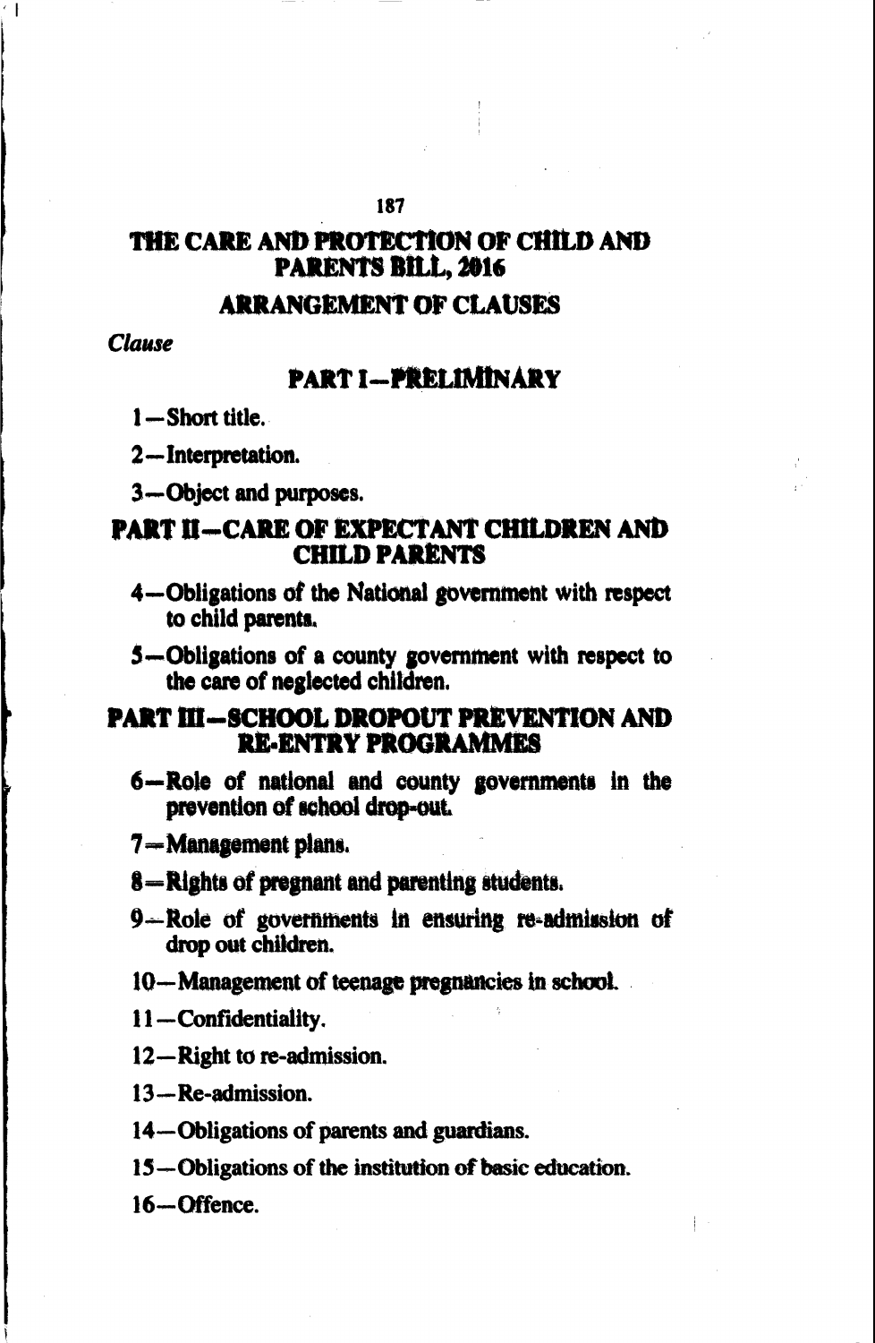# THE CARE AND PROTECTION OF CHILD AND PARENTS BILL, 2016

## ARRANGEMENT OF CLAUSES

*Clause*

## PART I—PRELIMINARY

1—Short title.

2—Interpretation.

3—Object and purposes.

## PART II—CARE OF EXPECTANT CHILDREN AND CHILD PARENTS

4—Obligations of the National government with respect to child parents.

5—Obligations of a county government with respect to the care of neglected children.

## PART III—SCHOOL DROPOUT PREVENTION AND RE-ENTRY PROGRAMMES

6—Role of national and county governments in the prevention of school drop-out.

7—Management plans.

8—Rights of pregnant and parenting students.

9—Role of governments in ensuring re-admission of drop out children.

10—Management of teenage pregnancies in school.

11—Confidentiality.

12—Right to re-admission.

13—Re-admission.

14—Obligations of parents and guardians.

15—Obligations of the institution of basic education.

16—Offence.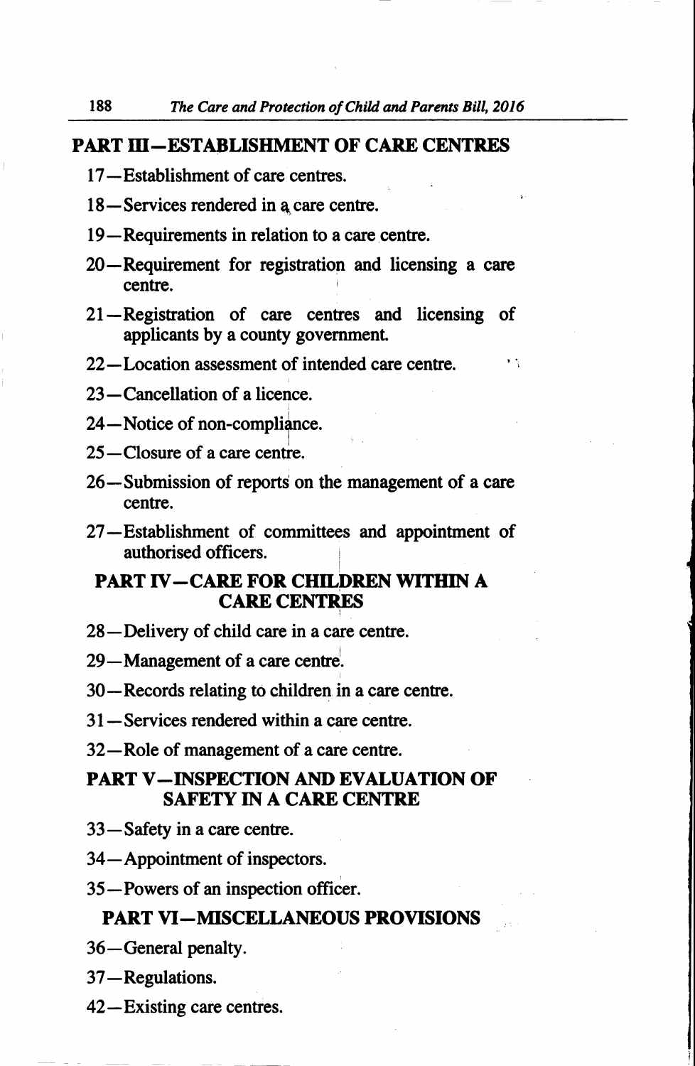## PART III—ESTABLISHMENT OF CARE CENTRES

17—Establishment of care centres.

18—Services rendered in a care centre.

19—Requirements in relation to a care centre.

20—Requirement for registration and licensing a care centre.

21—Registration of care centres and licensing of applicants by a county government.

22—Location assessment of intended care centre.

23—Cancellation of a licence.

24—Notice of non-compliance.

25—Closure of a care centre.

26—Submission of reports on the management of a care centre.

27—Establishment of committees and appointment of authorised officers.

## PART IV—CARE FOR CHILDREN WITHIN A CARE CENTRES

28—Delivery of child care in a care centre.

29—Management of a care centre.

30—Records relating to children in a care centre.

31—Services rendered within a care centre.

32—Role of management of a care centre.

## PART V—INSPECTION AND EVALUATION OF SAFETY IN A CARE CENTRE

33—Safety in a care centre.

34—Appointment of inspectors.

35—Powers of an inspection officer.

## PART VI—MISCELLANEOUS PROVISIONS

36—General penalty.

37—Regulations.

42—Existing care centres.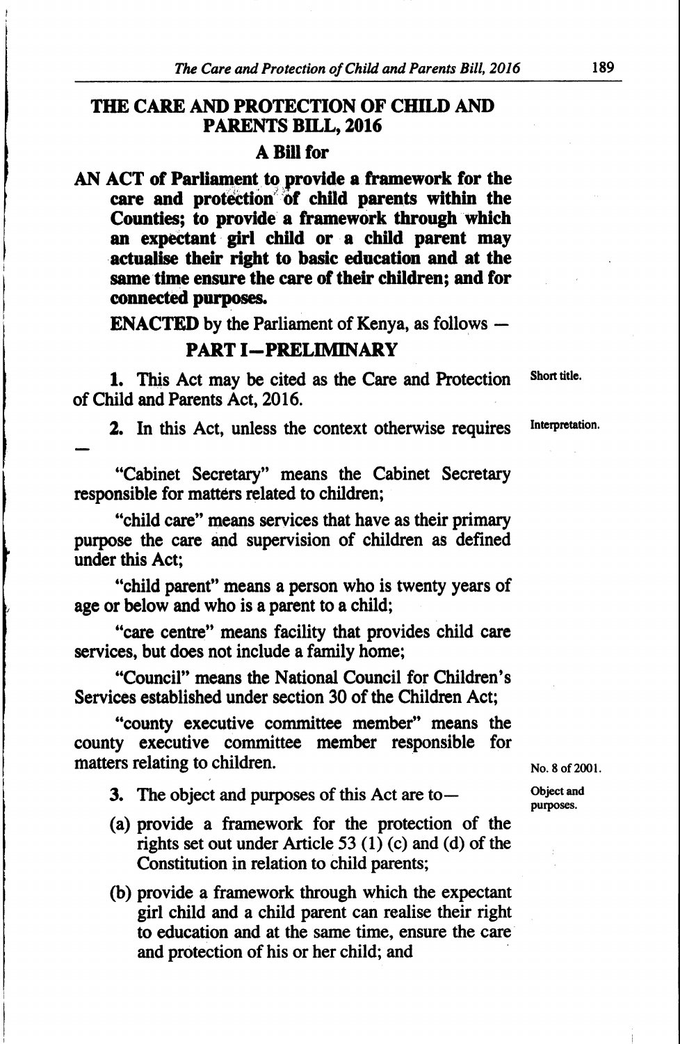# THE CARE AND PROTECTION OF CHILD AND PARENTS BILL, 2016

## A Bill for

**AN ACT of Parliament to provide a framework for the care and protection of child parents within the Counties; to provide a framework through which an expectant girl child or a child parent may actualise their right to basic education and at the same time ensure the care of their children; and for connected purposes.**

**ENACTED** by the Parliament of Kenya, as follows —

## PART I—PRELIMINARY

Short title.

**1.** This Act may be cited as the Care and Protection of Child and Parents Act, 2016.

Interpretation.

**2.** In this Act, unless the context otherwise requires —

"Cabinet Secretary" means the Cabinet Secretary responsible for matters related to children;

"child care" means services that have as their primary purpose the care and supervision of children as defined under this Act;

"child parent" means a person who is twenty years of age or below and who is a parent to a child;

"care centre" means facility that provides child care services, but does not include a family home;

"Council" means the National Council for Children's Services established under section 30 of the Children Act;

No. 8 of 2001.

"county executive committee member" means the county executive committee member responsible for matters relating to children.

Object and purposes.

**3.** The object and purposes of this Act are to—

(a) provide a framework for the protection of the rights set out under Article 53 (1) (c) and (d) of the Constitution in relation to child parents;

(b) provide a framework through which the expectant girl child and a child parent can realise their right to education and at the same time, ensure the care and protection of his or her child; and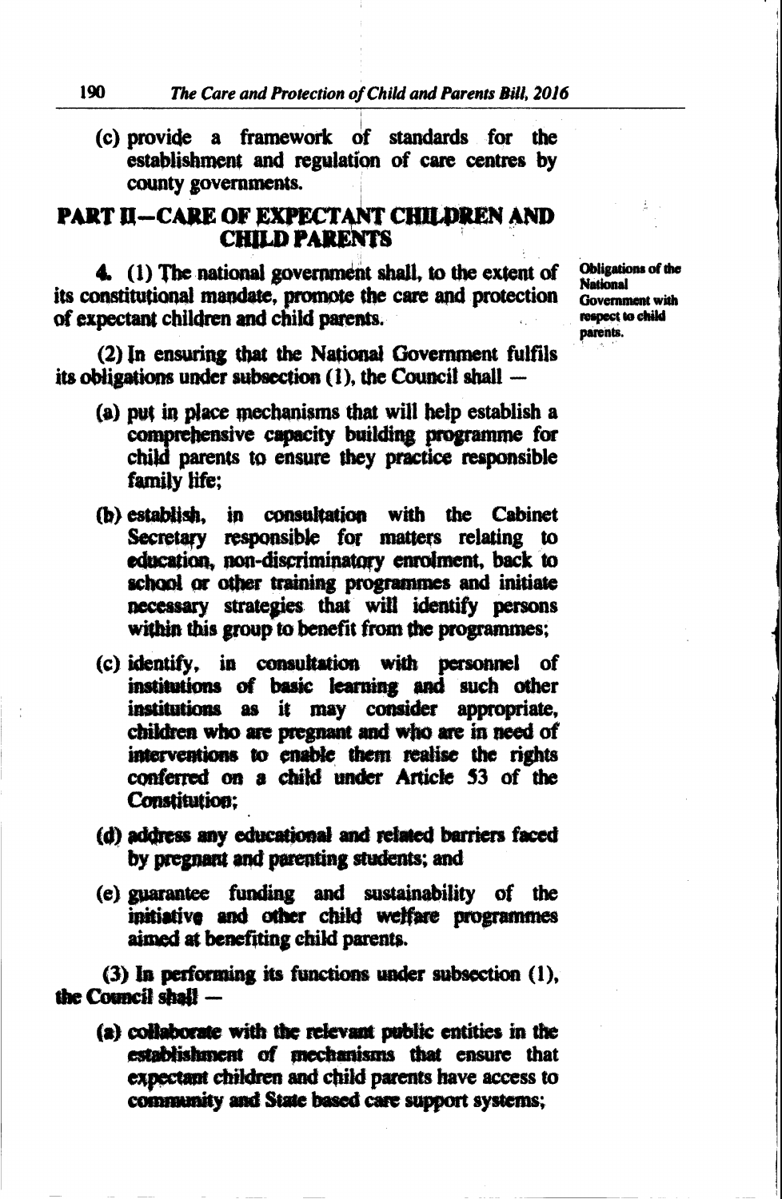(c) provide a framework of standards for the establishment and regulation of care centres by county governments.

## PART II—CARE OF EXPECTANT CHILDREN AND CHILD PARENTS

**Obligations of the National Government with respect to child parents.**

**4.** (1) The national government shall, to the extent of its constitutional mandate, promote the care and protection of expectant children and child parents.

(2) In ensuring that the National Government fulfils its obligations under subsection (1), the Council shall —

(a) put in place mechanisms that will help establish a comprehensive capacity building programme for child parents to ensure they practice responsible family life;

(b) establish, in consultation with the Cabinet Secretary responsible for matters relating to education, non-discriminatory enrolment, back to school or other training programmes and initiate necessary strategies that will identify persons within this group to benefit from the programmes;

(c) identify, in consultation with personnel of institutions of basic learning and such other institutions as it may consider appropriate, children who are pregnant and who are in need of interventions to enable them realise the rights conferred on a child under Article 53 of the Constitution;

(d) address any educational and related barriers faced by pregnant and parenting students; and

(e) guarantee funding and sustainability of the initiative and other child welfare programmes aimed at benefiting child parents.

(3) In performing its functions under subsection (1), the Council shall —

(a) collaborate with the relevant public entities in the establishment of mechanisms that ensure that expectant children and child parents have access to community and State based care support systems;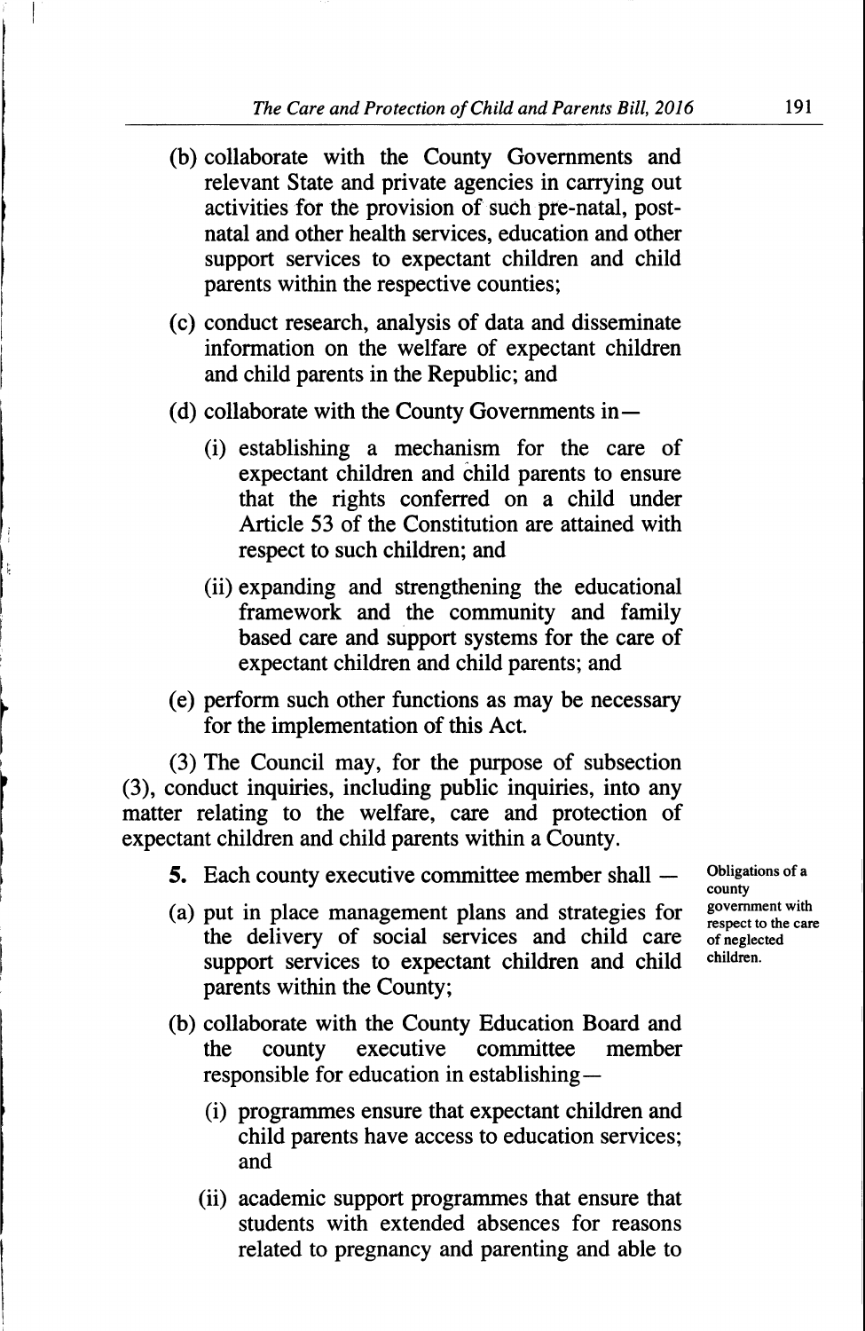(b) collaborate with the County Governments and relevant State and private agencies in carrying out activities for the provision of such pre-natal, post-natal and other health services, education and other support services to expectant children and child parents within the respective counties;

(c) conduct research, analysis of data and disseminate information on the welfare of expectant children and child parents in the Republic; and

(d) collaborate with the County Governments in—

(i) establishing a mechanism for the care of expectant children and child parents to ensure that the rights conferred on a child under Article 53 of the Constitution are attained with respect to such children; and

(ii) expanding and strengthening the educational framework and the community and family based care and support systems for the care of expectant children and child parents; and

(e) perform such other functions as may be necessary for the implementation of this Act.

(3) The Council may, for the purpose of subsection (3), conduct inquiries, including public inquiries, into any matter relating to the welfare, care and protection of expectant children and child parents within a County.

Obligations of a county government with respect to the care of neglected children.

**5.** Each county executive committee member shall —

(a) put in place management plans and strategies for the delivery of social services and child care support services to expectant children and child parents within the County;

(b) collaborate with the County Education Board and the county executive committee member responsible for education in establishing—

(i) programmes ensure that expectant children and child parents have access to education services; and

(ii) academic support programmes that ensure that students with extended absences for reasons related to pregnancy and parenting and able to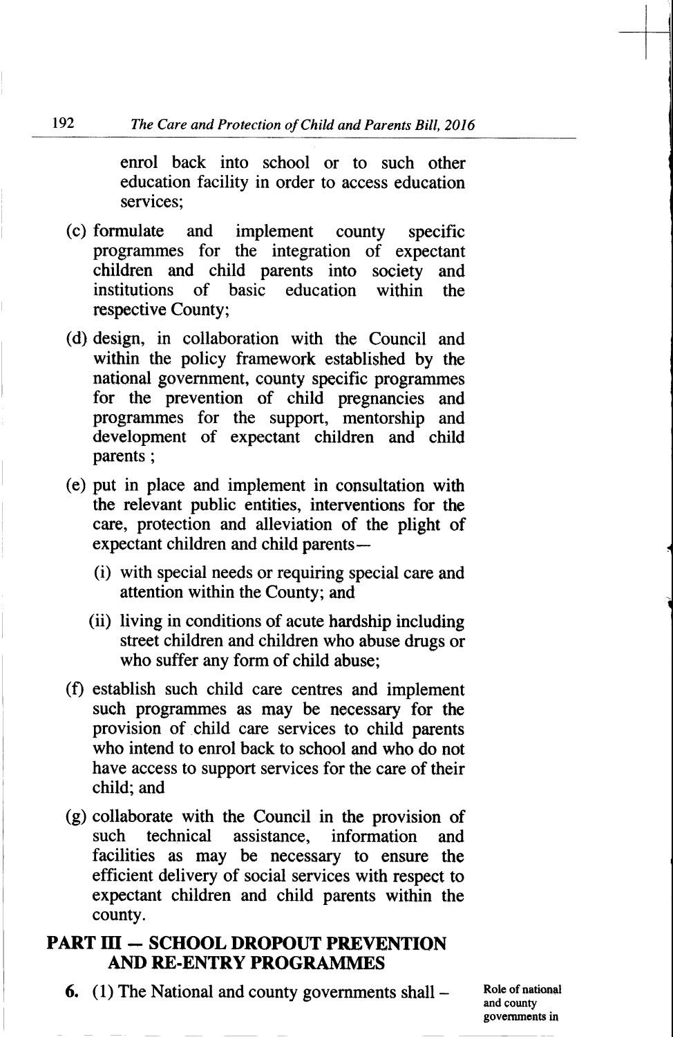enrol back into school or to such other education facility in order to access education services;

(c) formulate and implement county specific programmes for the integration of expectant children and child parents into society and institutions of basic education within the respective County;

(d) design, in collaboration with the Council and within the policy framework established by the national government, county specific programmes for the prevention of child pregnancies and programmes for the support, mentorship and development of expectant children and child parents ;

(e) put in place and implement in consultation with the relevant public entities, interventions for the care, protection and alleviation of the plight of expectant children and child parents—

(i) with special needs or requiring special care and attention within the County; and

(ii) living in conditions of acute hardship including street children and children who abuse drugs or who suffer any form of child abuse;

(f) establish such child care centres and implement such programmes as may be necessary for the provision of child care services to child parents who intend to enrol back to school and who do not have access to support services for the care of their child; and

(g) collaborate with the Council in the provision of such technical assistance, information and facilities as may be necessary to ensure the efficient delivery of social services with respect to expectant children and child parents within the county.

## PART III — SCHOOL DROPOUT PREVENTION AND RE-ENTRY PROGRAMMES

Role of national and county governments in

**6.** (1) The National and county governments shall –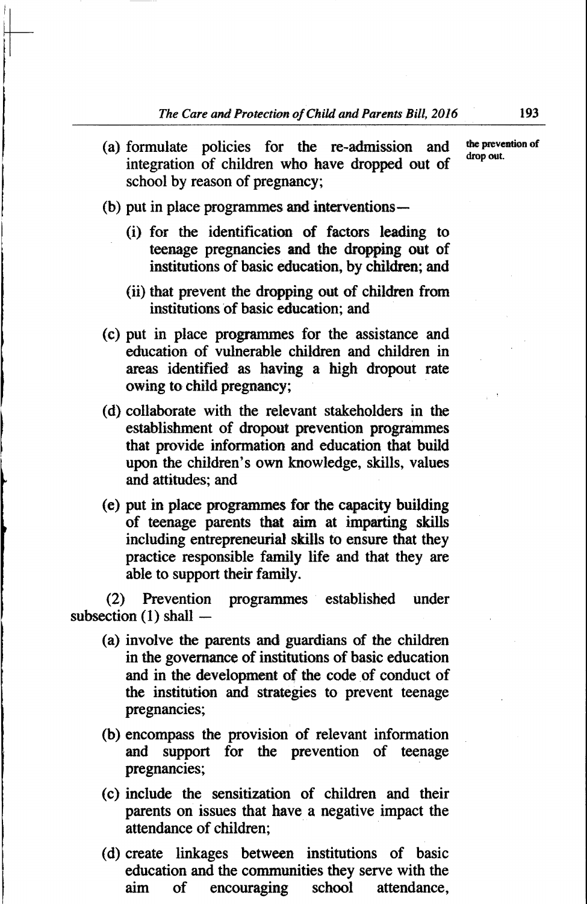the prevention of drop out.

(a) formulate policies for the re-admission and integration of children who have dropped out of school by reason of pregnancy;

(b) put in place programmes and interventions—

   (i) for the identification of factors leading to teenage pregnancies and the dropping out of institutions of basic education, by children; and

   (ii) that prevent the dropping out of children from institutions of basic education; and

(c) put in place programmes for the assistance and education of vulnerable children and children in areas identified as having a high dropout rate owing to child pregnancy;

(d) collaborate with the relevant stakeholders in the establishment of dropout prevention programmes that provide information and education that build upon the children's own knowledge, skills, values and attitudes; and

(e) put in place programmes for the capacity building of teenage parents that aim at imparting skills including entrepreneurial skills to ensure that they practice responsible family life and that they are able to support their family.

(2) Prevention programmes established under subsection (1) shall —

(a) involve the parents and guardians of the children in the governance of institutions of basic education and in the development of the code of conduct of the institution and strategies to prevent teenage pregnancies;

(b) encompass the provision of relevant information and support for the prevention of teenage pregnancies;

(c) include the sensitization of children and their parents on issues that have a negative impact the attendance of children;

(d) create linkages between institutions of basic education and the communities they serve with the aim of encouraging school attendance,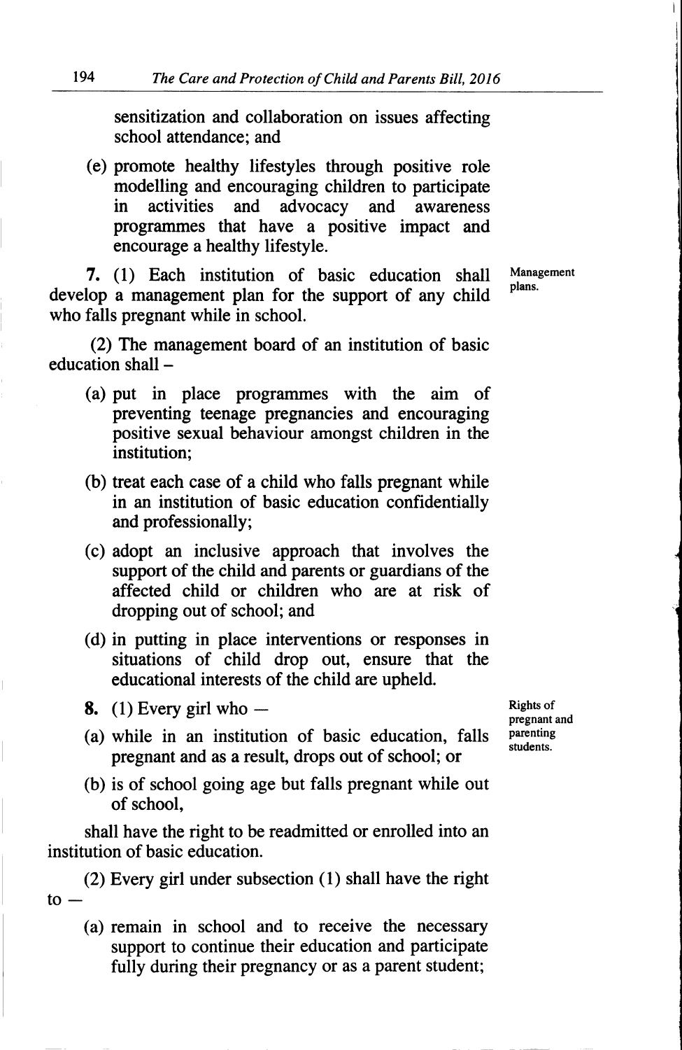sensitization and collaboration on issues affecting school attendance; and

(e) promote healthy lifestyles through positive role modelling and encouraging children to participate in activities and advocacy and awareness programmes that have a positive impact and encourage a healthy lifestyle.

*Management plans.*

**7.** (1) Each institution of basic education shall develop a management plan for the support of any child who falls pregnant while in school.

(2) The management board of an institution of basic education shall –

(a) put in place programmes with the aim of preventing teenage pregnancies and encouraging positive sexual behaviour amongst children in the institution;

(b) treat each case of a child who falls pregnant while in an institution of basic education confidentially and professionally;

(c) adopt an inclusive approach that involves the support of the child and parents or guardians of the affected child or children who are at risk of dropping out of school; and

(d) in putting in place interventions or responses in situations of child drop out, ensure that the educational interests of the child are upheld.

*Rights of pregnant and parenting students.*

**8.** (1) Every girl who —

(a) while in an institution of basic education, falls pregnant and as a result, drops out of school; or

(b) is of school going age but falls pregnant while out of school,

shall have the right to be readmitted or enrolled into an institution of basic education.

(2) Every girl under subsection (1) shall have the right to —

(a) remain in school and to receive the necessary support to continue their education and participate fully during their pregnancy or as a parent student;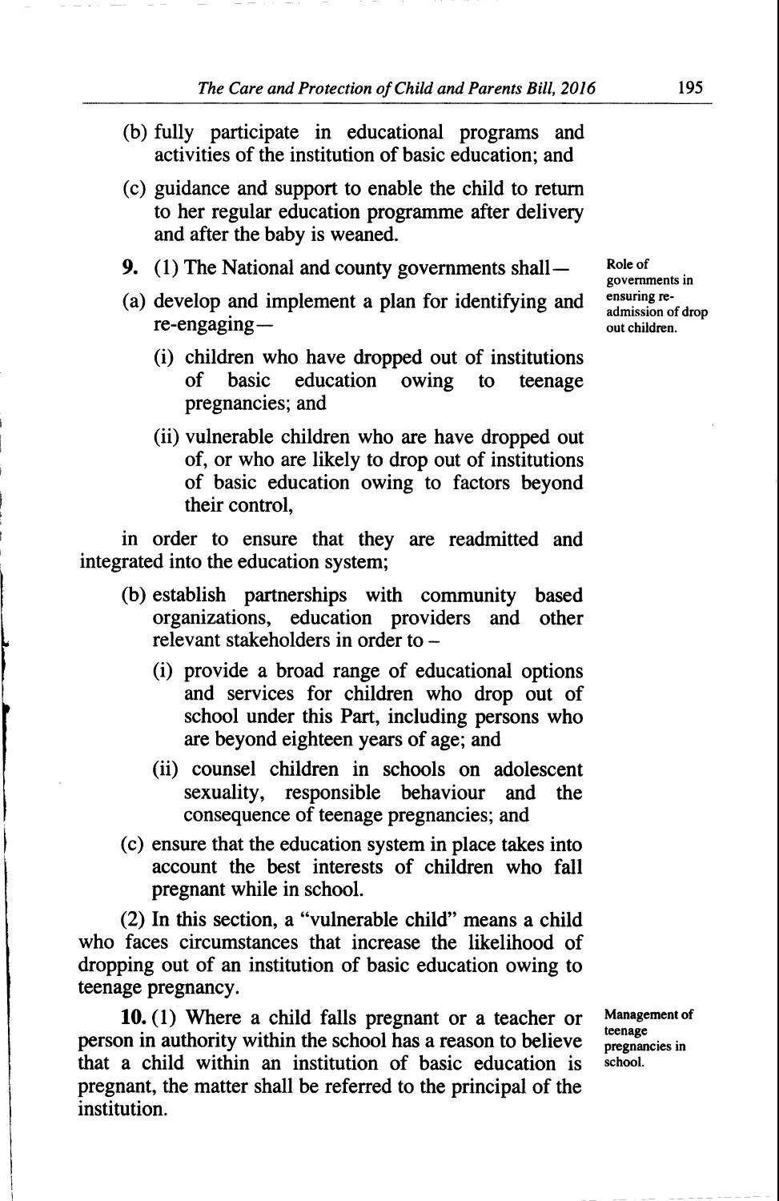(b) fully participate in educational programs and activities of the institution of basic education; and

(c) guidance and support to enable the child to return to her regular education programme after delivery and after the baby is weaned.

**9.** (1) The National and county governments shall—

*Role of governments in ensuring re-admission of drop out children.*

(a) develop and implement a plan for identifying and re-engaging—

(i) children who have dropped out of institutions of basic education owing to teenage pregnancies; and

(ii) vulnerable children who are have dropped out of, or who are likely to drop out of institutions of basic education owing to factors beyond their control,

in order to ensure that they are readmitted and integrated into the education system;

(b) establish partnerships with community based organizations, education providers and other relevant stakeholders in order to –

(i) provide a broad range of educational options and services for children who drop out of school under this Part, including persons who are beyond eighteen years of age; and

(ii) counsel children in schools on adolescent sexuality, responsible behaviour and the consequence of teenage pregnancies; and

(c) ensure that the education system in place takes into account the best interests of children who fall pregnant while in school.

(2) In this section, a "vulnerable child" means a child who faces circumstances that increase the likelihood of dropping out of an institution of basic education owing to teenage pregnancy.

**10.** (1) Where a child falls pregnant or a teacher or person in authority within the school has a reason to believe that a child within an institution of basic education is pregnant, the matter shall be referred to the principal of the institution.

*Management of teenage pregnancies in school.*